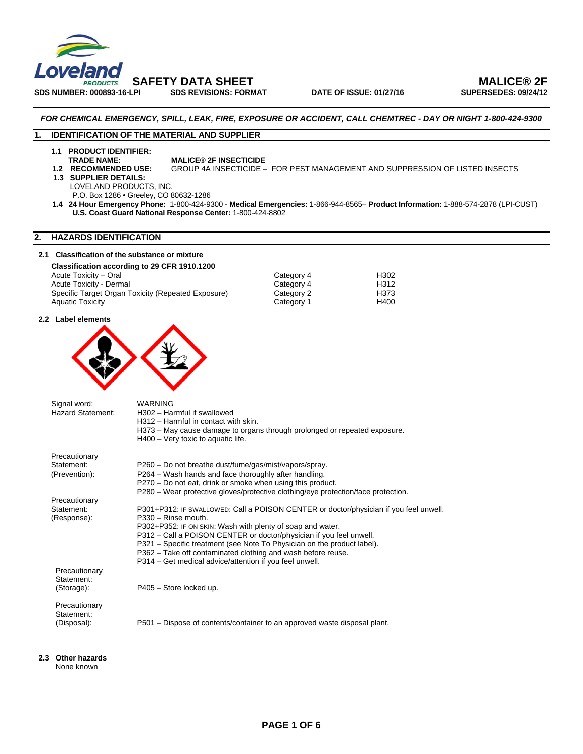**SAFETY DATA SHEET** **MALICE® 2F**

**SDS NUMBER: 000893-16-LPI** **SDS REVISIONS: FORMAT** **DATE OF ISSUE: 01/27/16** **SUPERSEDES: 09/24/12**

***FOR CHEMICAL EMERGENCY, SPILL, LEAK, FIRE, EXPOSURE OR ACCIDENT, CALL CHEMTREC - DAY OR NIGHT 1-800-424-9300***

## 1. IDENTIFICATION OF THE MATERIAL AND SUPPLIER

**1.1 PRODUCT IDENTIFIER:**
**TRADE NAME:** **MALICE® 2F INSECTICIDE**

**1.2 RECOMMENDED USE:** GROUP 4A INSECTICIDE – FOR PEST MANAGEMENT AND SUPPRESSION OF LISTED INSECTS

**1.3 SUPPLIER DETAILS:**
LOVELAND PRODUCTS, INC.
P.O. Box 1286 • Greeley, CO 80632-1286

**1.4 24 Hour Emergency Phone:** 1-800-424-9300 - **Medical Emergencies:** 1-866-944-8565– **Product Information:** 1-888-574-2878 (LPI-CUST)
**U.S. Coast Guard National Response Center:** 1-800-424-8802

## 2. HAZARDS IDENTIFICATION

**2.1 Classification of the substance or mixture**

**Classification according to 29 CFR 1910.1200**

| | | |
|---|---|---|
| Acute Toxicity – Oral | Category 4 | H302 |
| Acute Toxicity - Dermal | Category 4 | H312 |
| Specific Target Organ Toxicity (Repeated Exposure) | Category 2 | H373 |
| Aquatic Toxicity | Category 1 | H400 |

**2.2 Label elements**

Signal word: WARNING

Hazard Statement:
H302 – Harmful if swallowed
H312 – Harmful in contact with skin.
H373 – May cause damage to organs through prolonged or repeated exposure.
H400 – Very toxic to aquatic life.

Precautionary Statement: (Prevention):
P260 – Do not breathe dust/fume/gas/mist/vapors/spray.
P264 – Wash hands and face thoroughly after handling.
P270 – Do not eat, drink or smoke when using this product.
P280 – Wear protective gloves/protective clothing/eye protection/face protection.

Precautionary Statement: (Response):
P301+P312: IF SWALLOWED: Call a POISON CENTER or doctor/physician if you feel unwell.
P330 – Rinse mouth.
P302+P352: IF ON SKIN: Wash with plenty of soap and water.
P312 – Call a POISON CENTER or doctor/physician if you feel unwell.
P321 – Specific treatment (see Note To Physician on the product label).
P362 – Take off contaminated clothing and wash before reuse.
P314 – Get medical advice/attention if you feel unwell.

Precautionary Statement: (Storage):
P405 – Store locked up.

Precautionary Statement: (Disposal):
P501 – Dispose of contents/container to an approved waste disposal plant.

**2.3 Other hazards**
None known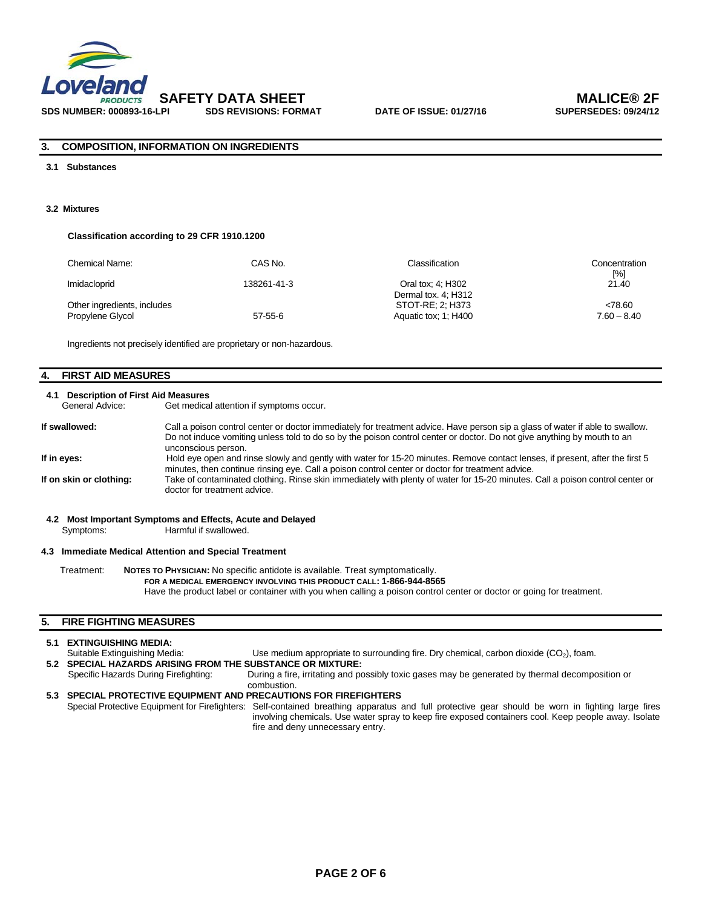## 3. COMPOSITION, INFORMATION ON INGREDIENTS

### 3.1 Substances

### 3.2 Mixtures

**Classification according to 29 CFR 1910.1200**

| Chemical Name: | CAS No. | Classification | Concentration [%] |
|---|---|---|---|
| Imidacloprid | 138261-41-3 | Oral tox; 4; H302<br>Dermal tox. 4; H312<br>STOT-RE; 2; H373<br>Aquatic tox; 1; H400 | 21.40 |
| Other ingredients, includes | | | <78.60 |
| Propylene Glycol | 57-55-6 | | 7.60 – 8.40 |

Ingredients not precisely identified are proprietary or non-hazardous.

## 4. FIRST AID MEASURES

### 4.1 Description of First Aid Measures

General Advice: Get medical attention if symptoms occur.

**If swallowed:** Call a poison control center or doctor immediately for treatment advice. Have person sip a glass of water if able to swallow. Do not induce vomiting unless told to do so by the poison control center or doctor. Do not give anything by mouth to an unconscious person.

**If in eyes:** Hold eye open and rinse slowly and gently with water for 15-20 minutes. Remove contact lenses, if present, after the first 5 minutes, then continue rinsing eye. Call a poison control center or doctor for treatment advice.

**If on skin or clothing:** Take of contaminated clothing. Rinse skin immediately with plenty of water for 15-20 minutes. Call a poison control center or doctor for treatment advice.

### 4.2 Most Important Symptoms and Effects, Acute and Delayed

Symptoms: Harmful if swallowed.

### 4.3 Immediate Medical Attention and Special Treatment

Treatment: **NOTES TO PHYSICIAN:** No specific antidote is available. Treat symptomatically.

**FOR A MEDICAL EMERGENCY INVOLVING THIS PRODUCT CALL: 1-866-944-8565**

Have the product label or container with you when calling a poison control center or doctor or going for treatment.

## 5. FIRE FIGHTING MEASURES

### 5.1 EXTINGUISHING MEDIA:

Suitable Extinguishing Media: Use medium appropriate to surrounding fire. Dry chemical, carbon dioxide ($CO_2$), foam.

### 5.2 SPECIAL HAZARDS ARISING FROM THE SUBSTANCE OR MIXTURE:

Specific Hazards During Firefighting: During a fire, irritating and possibly toxic gases may be generated by thermal decomposition or combustion.

### 5.3 SPECIAL PROTECTIVE EQUIPMENT AND PRECAUTIONS FOR FIREFIGHTERS

Special Protective Equipment for Firefighters: Self-contained breathing apparatus and full protective gear should be worn in fighting large fires involving chemicals. Use water spray to keep fire exposed containers cool. Keep people away. Isolate fire and deny unnecessary entry.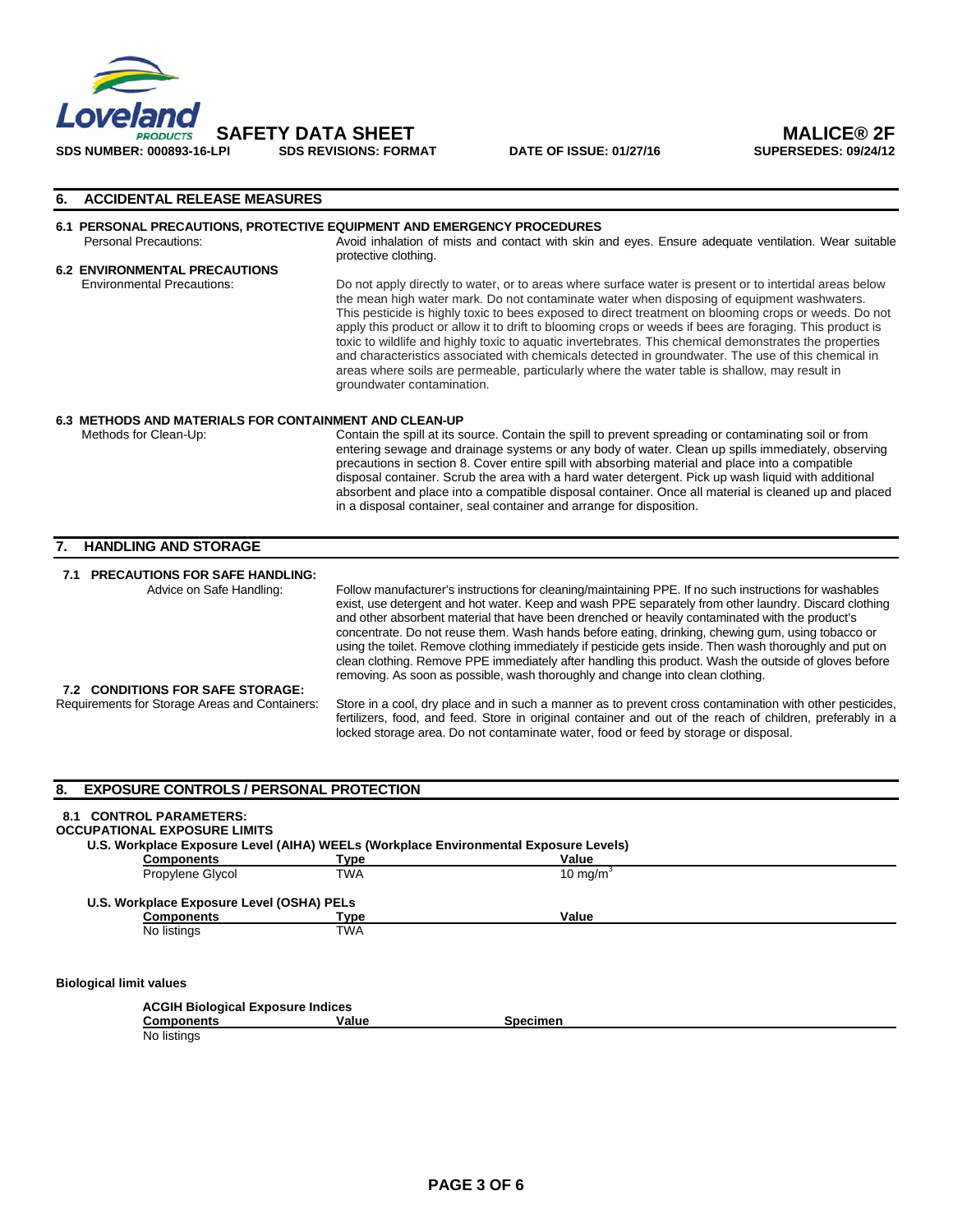## 6. ACCIDENTAL RELEASE MEASURES

### 6.1 PERSONAL PRECAUTIONS, PROTECTIVE EQUIPMENT AND EMERGENCY PROCEDURES

Personal Precautions: Avoid inhalation of mists and contact with skin and eyes. Ensure adequate ventilation. Wear suitable protective clothing.

### 6.2 ENVIRONMENTAL PRECAUTIONS

Environmental Precautions: Do not apply directly to water, or to areas where surface water is present or to intertidal areas below the mean high water mark. Do not contaminate water when disposing of equipment washwaters. This pesticide is highly toxic to bees exposed to direct treatment on blooming crops or weeds. Do not apply this product or allow it to drift to blooming crops or weeds if bees are foraging. This product is toxic to wildlife and highly toxic to aquatic invertebrates. This chemical demonstrates the properties and characteristics associated with chemicals detected in groundwater. The use of this chemical in areas where soils are permeable, particularly where the water table is shallow, may result in groundwater contamination.

### 6.3 METHODS AND MATERIALS FOR CONTAINMENT AND CLEAN-UP

Methods for Clean-Up: Contain the spill at its source. Contain the spill to prevent spreading or contaminating soil or from entering sewage and drainage systems or any body of water. Clean up spills immediately, observing precautions in section 8. Cover entire spill with absorbing material and place into a compatible disposal container. Scrub the area with a hard water detergent. Pick up wash liquid with additional absorbent and place into a compatible disposal container. Once all material is cleaned up and placed in a disposal container, seal container and arrange for disposition.

## 7. HANDLING AND STORAGE

### 7.1 PRECAUTIONS FOR SAFE HANDLING:

Advice on Safe Handling: Follow manufacturer's instructions for cleaning/maintaining PPE. If no such instructions for washables exist, use detergent and hot water. Keep and wash PPE separately from other laundry. Discard clothing and other absorbent material that have been drenched or heavily contaminated with the product's concentrate. Do not reuse them. Wash hands before eating, drinking, chewing gum, using tobacco or using the toilet. Remove clothing immediately if pesticide gets inside. Then wash thoroughly and put on clean clothing. Remove PPE immediately after handling this product. Wash the outside of gloves before removing. As soon as possible, wash thoroughly and change into clean clothing.

### 7.2 CONDITIONS FOR SAFE STORAGE:

Requirements for Storage Areas and Containers: Store in a cool, dry place and in such a manner as to prevent cross contamination with other pesticides, fertilizers, food, and feed. Store in original container and out of the reach of children, preferably in a locked storage area. Do not contaminate water, food or feed by storage or disposal.

## 8. EXPOSURE CONTROLS / PERSONAL PROTECTION

### 8.1 CONTROL PARAMETERS:

**OCCUPATIONAL EXPOSURE LIMITS**

**U.S. Workplace Exposure Level (AIHA) WEELs (Workplace Environmental Exposure Levels)**

| Components | Type | Value |
|---|---|---|
| Propylene Glycol | TWA | 10 mg/m$^3$ |

**U.S. Workplace Exposure Level (OSHA) PELs**

| Components | Type | Value |
|---|---|---|
| No listings | TWA | |

**Biological limit values**

**ACGIH Biological Exposure Indices**

| Components | Value | Specimen |
|---|---|---|
| No listings | | |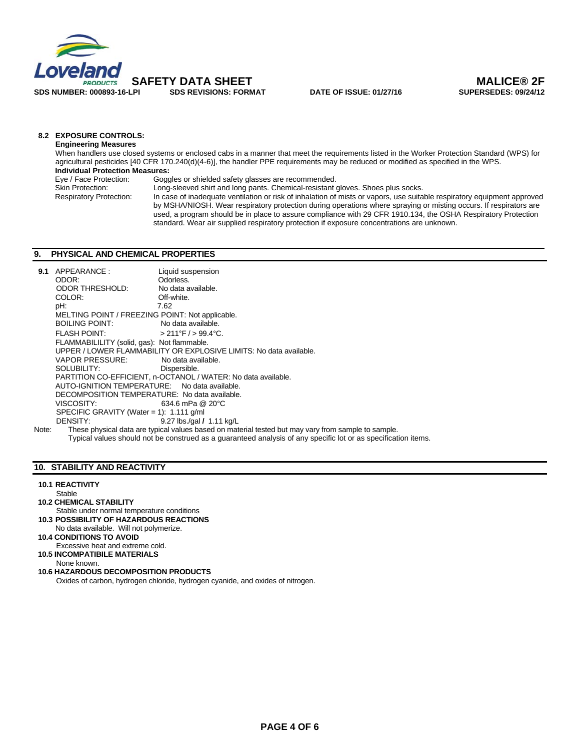**8.2 EXPOSURE CONTROLS:**

**Engineering Measures**

When handlers use closed systems or enclosed cabs in a manner that meet the requirements listed in the Worker Protection Standard (WPS) for agricultural pesticides [40 CFR 170.240(d)(4-6)], the handler PPE requirements may be reduced or modified as specified in the WPS.

**Individual Protection Measures:**

| | |
|---|---|
| Eye / Face Protection: | Goggles or shielded safety glasses are recommended. |
| Skin Protection: | Long-sleeved shirt and long pants. Chemical-resistant gloves. Shoes plus socks. |
| Respiratory Protection: | In case of inadequate ventilation or risk of inhalation of mists or vapors, use suitable respiratory equipment approved by MSHA/NIOSH. Wear respiratory protection during operations where spraying or misting occurs. If respirators are used, a program should be in place to assure compliance with 29 CFR 1910.134, the OSHA Respiratory Protection standard. Wear air supplied respiratory protection if exposure concentrations are unknown. |

## 9. PHYSICAL AND CHEMICAL PROPERTIES

**9.1** APPEARANCE : Liquid suspension
ODOR: Odorless.
ODOR THRESHOLD: No data available.
COLOR: Off-white.
pH: 7.62
MELTING POINT / FREEZING POINT: Not applicable.
BOILING POINT: No data available.
FLASH POINT: > 211°F / > 99.4°C.
FLAMMABILILITY (solid, gas): Not flammable.
UPPER / LOWER FLAMMABILITY OR EXPLOSIVE LIMITS: No data available.
VAPOR PRESSURE: No data available.
SOLUBILITY: Dispersible.
PARTITION CO-EFFICIENT, n-OCTANOL / WATER: No data available.
AUTO-IGNITION TEMPERATURE: No data available.
DECOMPOSITION TEMPERATURE: No data available.
VISCOSITY: 634.6 mPa @ 20°C
SPECIFIC GRAVITY (Water = 1): 1.111 g/ml
DENSITY: 9.27 lbs./gal / 1.11 kg/L

Note: These physical data are typical values based on material tested but may vary from sample to sample. Typical values should not be construed as a guaranteed analysis of any specific lot or as specification items.

## 10. STABILITY AND REACTIVITY

**10.1 REACTIVITY**

Stable

**10.2 CHEMICAL STABILITY**

Stable under normal temperature conditions

**10.3 POSSIBILITY OF HAZARDOUS REACTIONS**

No data available. Will not polymerize.

**10.4 CONDITIONS TO AVOID**

Excessive heat and extreme cold.

**10.5 INCOMPATIBILE MATERIALS**

None known.

**10.6 HAZARDOUS DECOMPOSITION PRODUCTS**

Oxides of carbon, hydrogen chloride, hydrogen cyanide, and oxides of nitrogen.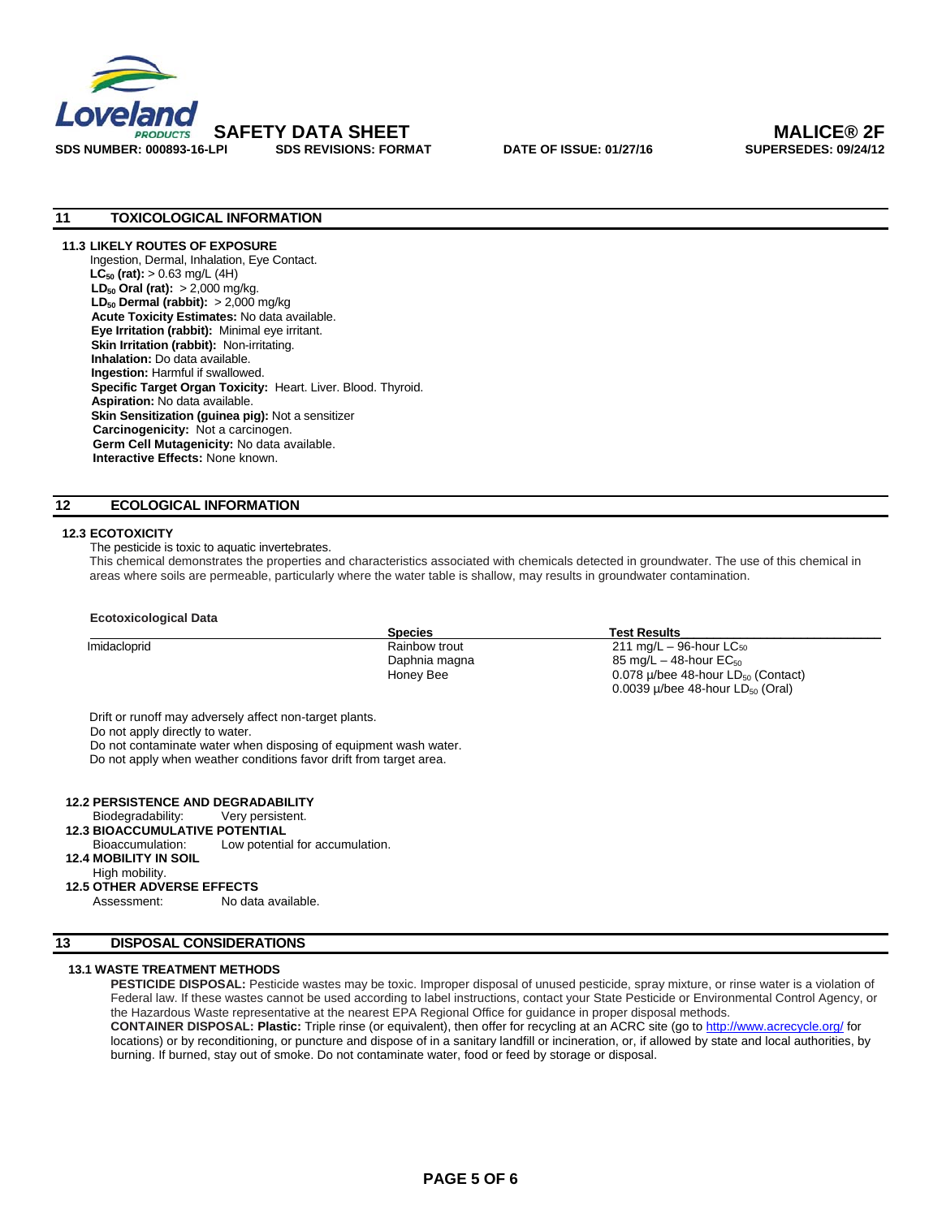## 11 TOXICOLOGICAL INFORMATION

**11.3 LIKELY ROUTES OF EXPOSURE**

Ingestion, Dermal, Inhalation, Eye Contact.

**$LC_{50}$ (rat):** > 0.63 mg/L (4H)

**$LD_{50}$ Oral (rat):** > 2,000 mg/kg.

**$LD_{50}$ Dermal (rabbit):** > 2,000 mg/kg

**Acute Toxicity Estimates:** No data available.

**Eye Irritation (rabbit):** Minimal eye irritant.

**Skin Irritation (rabbit):** Non-irritating.

**Inhalation:** Do data available.

**Ingestion:** Harmful if swallowed.

**Specific Target Organ Toxicity:** Heart. Liver. Blood. Thyroid.

**Aspiration:** No data available.

**Skin Sensitization (guinea pig):** Not a sensitizer

**Carcinogenicity:** Not a carcinogen.

**Germ Cell Mutagenicity:** No data available.

**Interactive Effects:** None known.

## 12 ECOLOGICAL INFORMATION

**12.3 ECOTOXICITY**

The pesticide is toxic to aquatic invertebrates.

This chemical demonstrates the properties and characteristics associated with chemicals detected in groundwater. The use of this chemical in areas where soils are permeable, particularly where the water table is shallow, may results in groundwater contamination.

**Ecotoxicological Data**

| | Species | Test Results |
|---|---|---|
| Imidacloprid | Rainbow trout | 211 mg/L – 96-hour $LC_{50}$ |
| | Daphnia magna | 85 mg/L – 48-hour $EC_{50}$ |
| | Honey Bee | 0.078 μ/bee 48-hour $LD_{50}$ (Contact) |
| | | 0.0039 μ/bee 48-hour $LD_{50}$ (Oral) |

Drift or runoff may adversely affect non-target plants.

Do not apply directly to water.

Do not contaminate water when disposing of equipment wash water.

Do not apply when weather conditions favor drift from target area.

**12.2 PERSISTENCE AND DEGRADABILITY**

Biodegradability: Very persistent.

**12.3 BIOACCUMULATIVE POTENTIAL**

Bioaccumulation: Low potential for accumulation.

**12.4 MOBILITY IN SOIL**

High mobility.

**12.5 OTHER ADVERSE EFFECTS**

Assessment: No data available.

## 13 DISPOSAL CONSIDERATIONS

**13.1 WASTE TREATMENT METHODS**

**PESTICIDE DISPOSAL:** Pesticide wastes may be toxic. Improper disposal of unused pesticide, spray mixture, or rinse water is a violation of Federal law. If these wastes cannot be used according to label instructions, contact your State Pesticide or Environmental Control Agency, or the Hazardous Waste representative at the nearest EPA Regional Office for guidance in proper disposal methods.

**CONTAINER DISPOSAL: Plastic:** Triple rinse (or equivalent), then offer for recycling at an ACRC site (go to http://www.acrecycle.org/ for locations) or by reconditioning, or puncture and dispose of in a sanitary landfill or incineration, or, if allowed by state and local authorities, by burning. If burned, stay out of smoke. Do not contaminate water, food or feed by storage or disposal.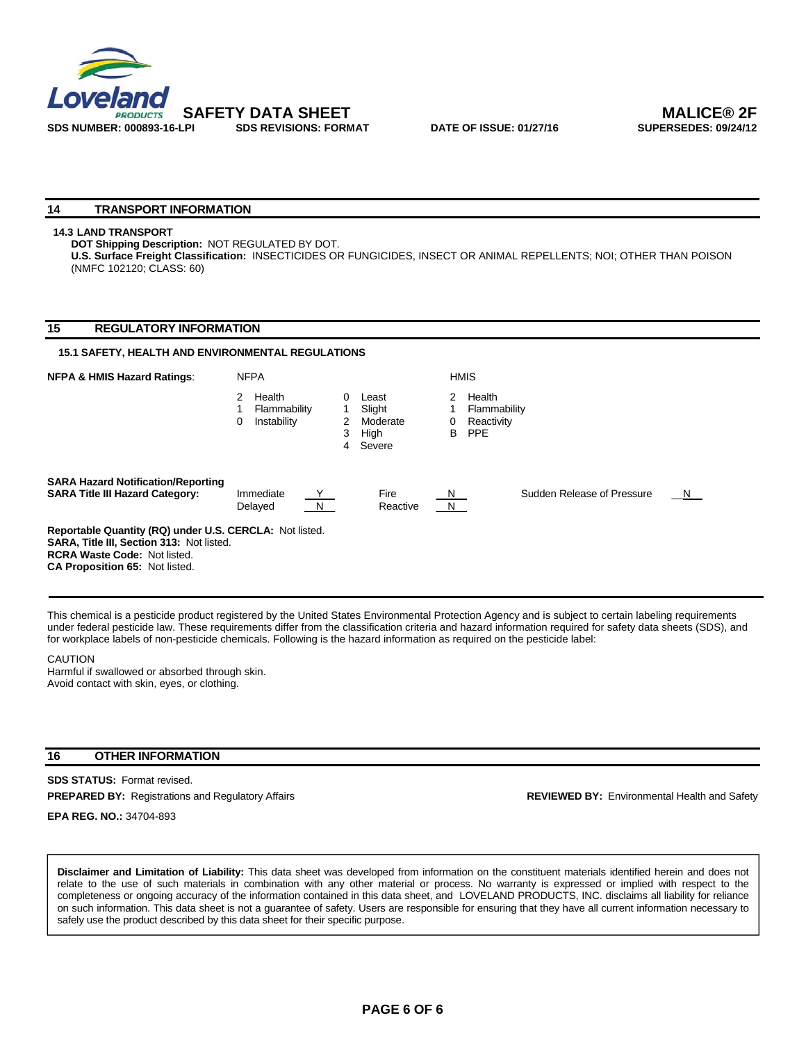SAFETY DATA SHEET

**MALICE® 2F**

**SDS NUMBER: 000893-16-LPI** **SDS REVISIONS: FORMAT** **DATE OF ISSUE: 01/27/16** **SUPERSEDES: 09/24/12**

## 14 TRANSPORT INFORMATION

### 14.3 LAND TRANSPORT

**DOT Shipping Description:** NOT REGULATED BY DOT.

**U.S. Surface Freight Classification:** INSECTICIDES OR FUNGICIDES, INSECT OR ANIMAL REPELLENTS; NOI; OTHER THAN POISON (NMFC 102120; CLASS: 60)

## 15 REGULATORY INFORMATION

### 15.1 SAFETY, HEALTH AND ENVIRONMENTAL REGULATIONS

**NFPA & HMIS Hazard Ratings:**

| NFPA | | Scale | | HMIS | |
|---|---|---|---|---|---|
| 2 | Health | 0 | Least | 2 | Health |
| 1 | Flammability | 1 | Slight | 1 | Flammability |
| 0 | Instability | 2 | Moderate | 0 | Reactivity |
| | | 3 | High | B | PPE |
| | | 4 | Severe | | |

**SARA Hazard Notification/Reporting**
**SARA Title III Hazard Category:**

| | | | | | |
|---|---|---|---|---|---|
| Immediate | Y | Fire | N | Sudden Release of Pressure | N |
| Delayed | N | Reactive | N | | |

**Reportable Quantity (RQ) under U.S. CERCLA:** Not listed.
**SARA, Title III, Section 313:** Not listed.
**RCRA Waste Code:** Not listed.
**CA Proposition 65:** Not listed.

This chemical is a pesticide product registered by the United States Environmental Protection Agency and is subject to certain labeling requirements under federal pesticide law. These requirements differ from the classification criteria and hazard information required for safety data sheets (SDS), and for workplace labels of non-pesticide chemicals. Following is the hazard information as required on the pesticide label:

CAUTION
Harmful if swallowed or absorbed through skin.
Avoid contact with skin, eyes, or clothing.

## 16 OTHER INFORMATION

**SDS STATUS:** Format revised.

**PREPARED BY:** Registrations and Regulatory Affairs

**REVIEWED BY:** Environmental Health and Safety

**EPA REG. NO.:** 34704-893

**Disclaimer and Limitation of Liability:** This data sheet was developed from information on the constituent materials identified herein and does not relate to the use of such materials in combination with any other material or process. No warranty is expressed or implied with respect to the completeness or ongoing accuracy of the information contained in this data sheet, and LOVELAND PRODUCTS, INC. disclaims all liability for reliance on such information. This data sheet is not a guarantee of safety. Users are responsible for ensuring that they have all current information necessary to safely use the product described by this data sheet for their specific purpose.